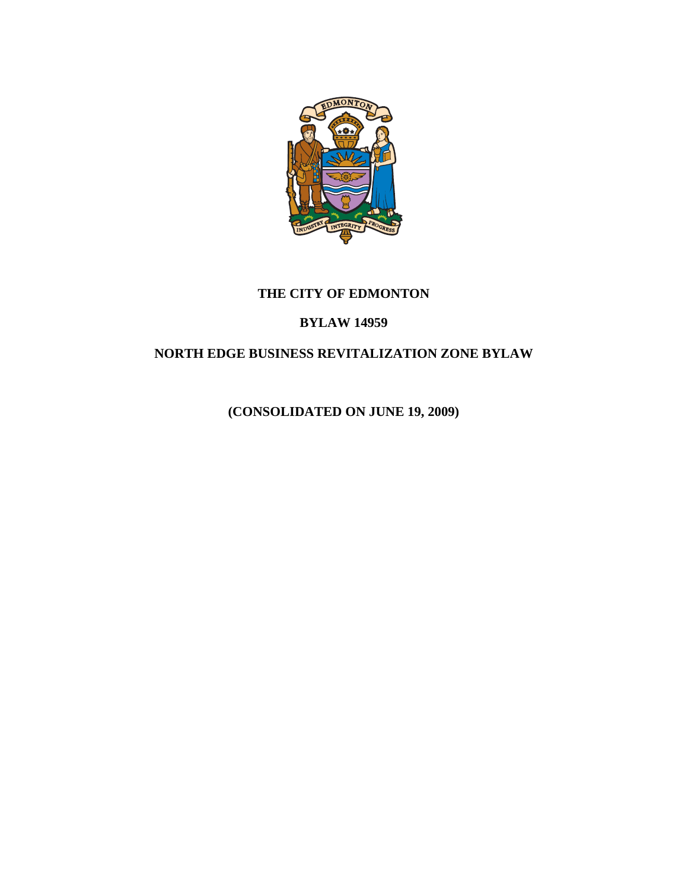# THE CITY OF EDMONTON

## BYLAW 14959

## NORTH EDGE BUSINESS REVITALIZATION ZONE BYLAW

**(CONSOLIDATED ON JUNE 19, 2009)**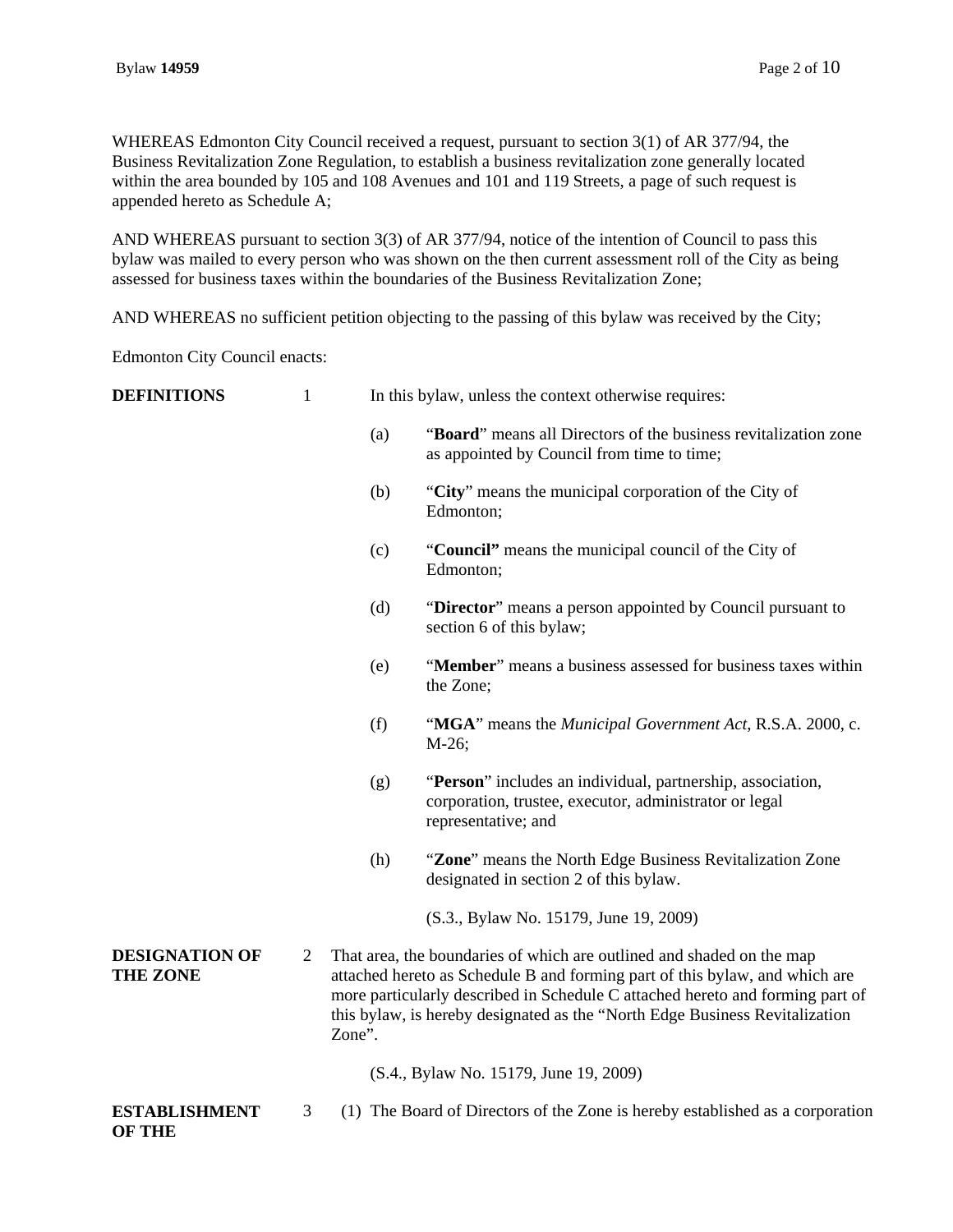WHEREAS Edmonton City Council received a request, pursuant to section 3(1) of AR 377/94, the Business Revitalization Zone Regulation, to establish a business revitalization zone generally located within the area bounded by 105 and 108 Avenues and 101 and 119 Streets, a page of such request is appended hereto as Schedule A;

AND WHEREAS pursuant to section 3(3) of AR 377/94, notice of the intention of Council to pass this bylaw was mailed to every person who was shown on the then current assessment roll of the City as being assessed for business taxes within the boundaries of the Business Revitalization Zone;

AND WHEREAS no sufficient petition objecting to the passing of this bylaw was received by the City;

Edmonton City Council enacts:

**DEFINITIONS**

1 In this bylaw, unless the context otherwise requires:

(a) "**Board**" means all Directors of the business revitalization zone as appointed by Council from time to time;

(b) "**City**" means the municipal corporation of the City of Edmonton;

(c) "**Council"** means the municipal council of the City of Edmonton;

(d) "**Director**" means a person appointed by Council pursuant to section 6 of this bylaw;

(e) "**Member**" means a business assessed for business taxes within the Zone;

(f) "**MGA**" means the *Municipal Government Act*, R.S.A. 2000, c. M-26;

(g) "**Person**" includes an individual, partnership, association, corporation, trustee, executor, administrator or legal representative; and

(h) "**Zone**" means the North Edge Business Revitalization Zone designated in section 2 of this bylaw.

(S.3., Bylaw No. 15179, June 19, 2009)

**DESIGNATION OF THE ZONE**

2 That area, the boundaries of which are outlined and shaded on the map attached hereto as Schedule B and forming part of this bylaw, and which are more particularly described in Schedule C attached hereto and forming part of this bylaw, is hereby designated as the "North Edge Business Revitalization Zone".

(S.4., Bylaw No. 15179, June 19, 2009)

**ESTABLISHMENT OF THE**

3 (1) The Board of Directors of the Zone is hereby established as a corporation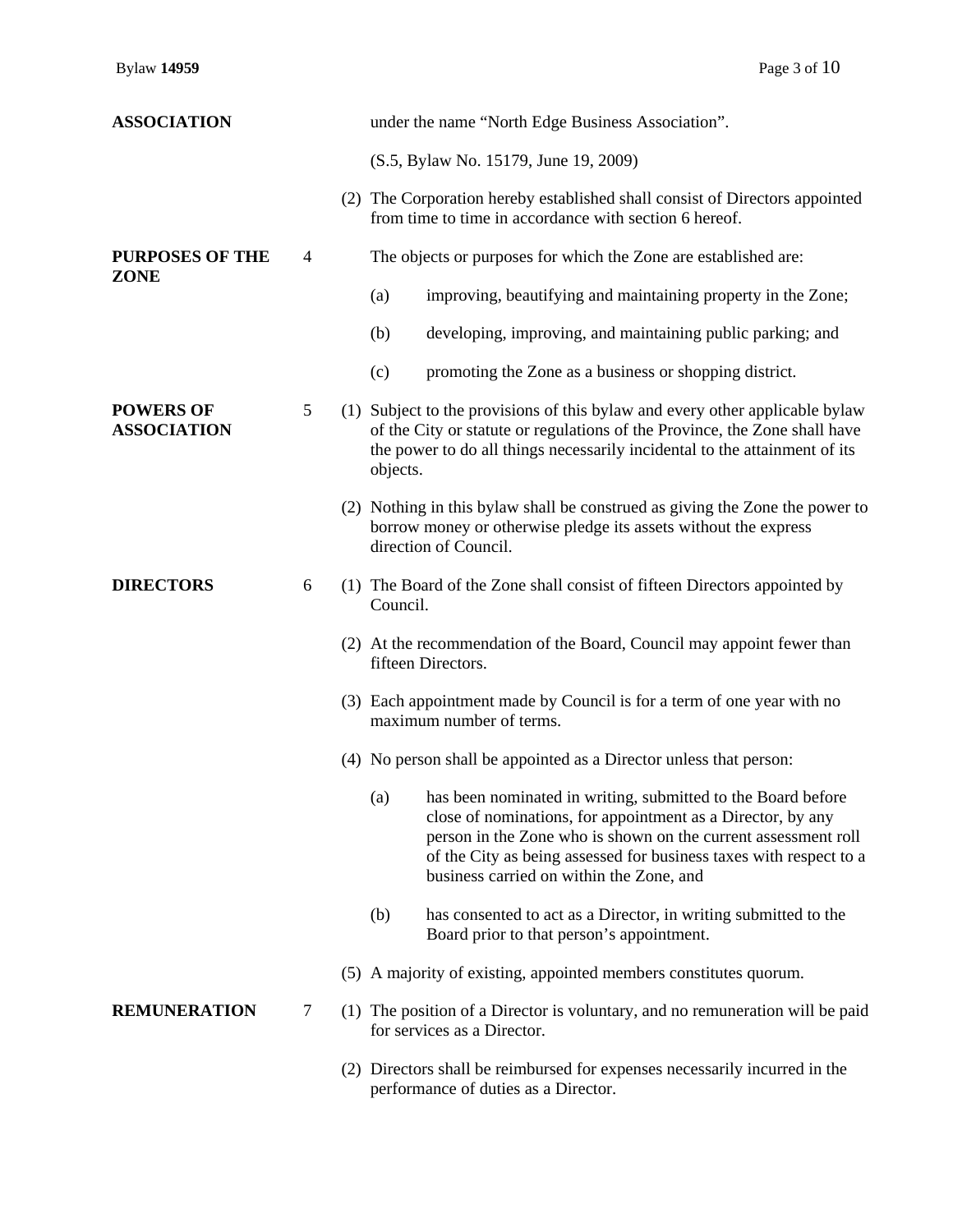**ASSOCIATION** under the name "North Edge Business Association".

(S.5, Bylaw No. 15179, June 19, 2009)

(2) The Corporation hereby established shall consist of Directors appointed from time to time in accordance with section 6 hereof.

**PURPOSES OF THE ZONE**

4 The objects or purposes for which the Zone are established are:

(a) improving, beautifying and maintaining property in the Zone;

(b) developing, improving, and maintaining public parking; and

(c) promoting the Zone as a business or shopping district.

**POWERS OF ASSOCIATION**

5 (1) Subject to the provisions of this bylaw and every other applicable bylaw of the City or statute or regulations of the Province, the Zone shall have the power to do all things necessarily incidental to the attainment of its objects.

(2) Nothing in this bylaw shall be construed as giving the Zone the power to borrow money or otherwise pledge its assets without the express direction of Council.

**DIRECTORS**

6 (1) The Board of the Zone shall consist of fifteen Directors appointed by Council.

(2) At the recommendation of the Board, Council may appoint fewer than fifteen Directors.

(3) Each appointment made by Council is for a term of one year with no maximum number of terms.

(4) No person shall be appointed as a Director unless that person:

(a) has been nominated in writing, submitted to the Board before close of nominations, for appointment as a Director, by any person in the Zone who is shown on the current assessment roll of the City as being assessed for business taxes with respect to a business carried on within the Zone, and

(b) has consented to act as a Director, in writing submitted to the Board prior to that person's appointment.

(5) A majority of existing, appointed members constitutes quorum.

**REMUNERATION**

7 (1) The position of a Director is voluntary, and no remuneration will be paid for services as a Director.

(2) Directors shall be reimbursed for expenses necessarily incurred in the performance of duties as a Director.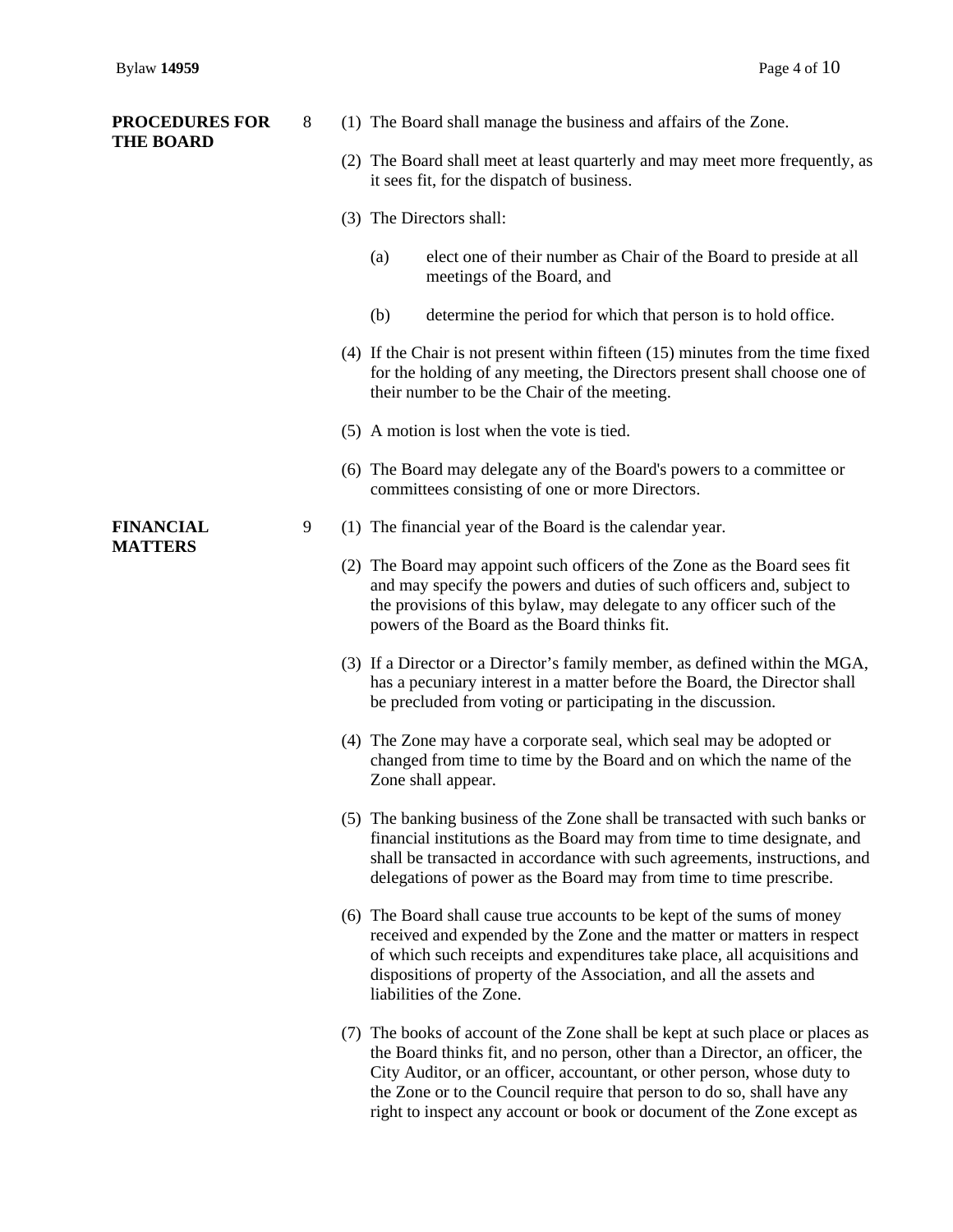**PROCEDURES FOR THE BOARD**

8 (1) The Board shall manage the business and affairs of the Zone.

(2) The Board shall meet at least quarterly and may meet more frequently, as it sees fit, for the dispatch of business.

(3) The Directors shall:

(a) elect one of their number as Chair of the Board to preside at all meetings of the Board, and

(b) determine the period for which that person is to hold office.

(4) If the Chair is not present within fifteen (15) minutes from the time fixed for the holding of any meeting, the Directors present shall choose one of their number to be the Chair of the meeting.

(5) A motion is lost when the vote is tied.

(6) The Board may delegate any of the Board's powers to a committee or committees consisting of one or more Directors.

**FINANCIAL MATTERS**

9 (1) The financial year of the Board is the calendar year.

(2) The Board may appoint such officers of the Zone as the Board sees fit and may specify the powers and duties of such officers and, subject to the provisions of this bylaw, may delegate to any officer such of the powers of the Board as the Board thinks fit.

(3) If a Director or a Director's family member, as defined within the MGA, has a pecuniary interest in a matter before the Board, the Director shall be precluded from voting or participating in the discussion.

(4) The Zone may have a corporate seal, which seal may be adopted or changed from time to time by the Board and on which the name of the Zone shall appear.

(5) The banking business of the Zone shall be transacted with such banks or financial institutions as the Board may from time to time designate, and shall be transacted in accordance with such agreements, instructions, and delegations of power as the Board may from time to time prescribe.

(6) The Board shall cause true accounts to be kept of the sums of money received and expended by the Zone and the matter or matters in respect of which such receipts and expenditures take place, all acquisitions and dispositions of property of the Association, and all the assets and liabilities of the Zone.

(7) The books of account of the Zone shall be kept at such place or places as the Board thinks fit, and no person, other than a Director, an officer, the City Auditor, or an officer, accountant, or other person, whose duty to the Zone or to the Council require that person to do so, shall have any right to inspect any account or book or document of the Zone except as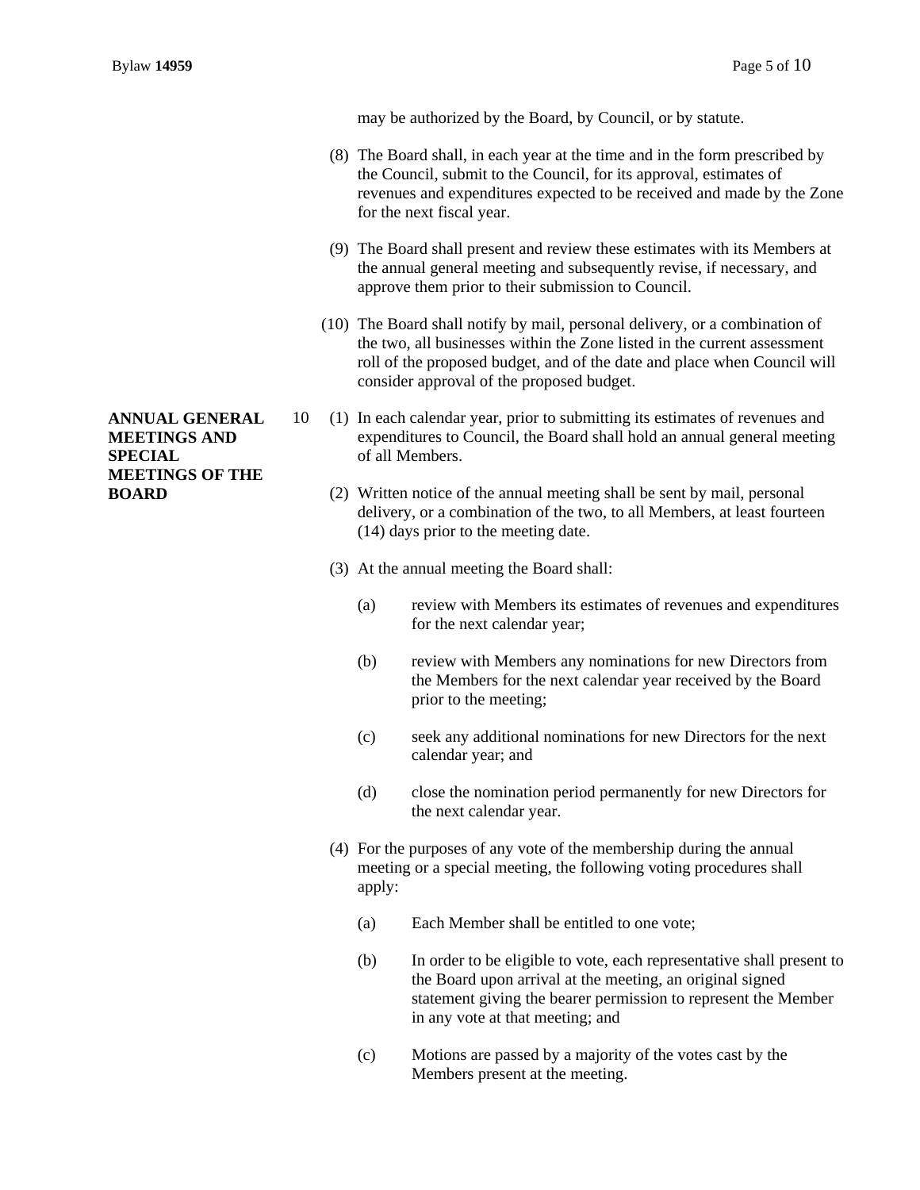may be authorized by the Board, by Council, or by statute.

(8) The Board shall, in each year at the time and in the form prescribed by the Council, submit to the Council, for its approval, estimates of revenues and expenditures expected to be received and made by the Zone for the next fiscal year.

(9) The Board shall present and review these estimates with its Members at the annual general meeting and subsequently revise, if necessary, and approve them prior to their submission to Council.

(10) The Board shall notify by mail, personal delivery, or a combination of the two, all businesses within the Zone listed in the current assessment roll of the proposed budget, and of the date and place when Council will consider approval of the proposed budget.

**ANNUAL GENERAL MEETINGS AND SPECIAL MEETINGS OF THE BOARD**

10 (1) In each calendar year, prior to submitting its estimates of revenues and expenditures to Council, the Board shall hold an annual general meeting of all Members.

(2) Written notice of the annual meeting shall be sent by mail, personal delivery, or a combination of the two, to all Members, at least fourteen (14) days prior to the meeting date.

(3) At the annual meeting the Board shall:

(a) review with Members its estimates of revenues and expenditures for the next calendar year;

(b) review with Members any nominations for new Directors from the Members for the next calendar year received by the Board prior to the meeting;

(c) seek any additional nominations for new Directors for the next calendar year; and

(d) close the nomination period permanently for new Directors for the next calendar year.

(4) For the purposes of any vote of the membership during the annual meeting or a special meeting, the following voting procedures shall apply:

(a) Each Member shall be entitled to one vote;

(b) In order to be eligible to vote, each representative shall present to the Board upon arrival at the meeting, an original signed statement giving the bearer permission to represent the Member in any vote at that meeting; and

(c) Motions are passed by a majority of the votes cast by the Members present at the meeting.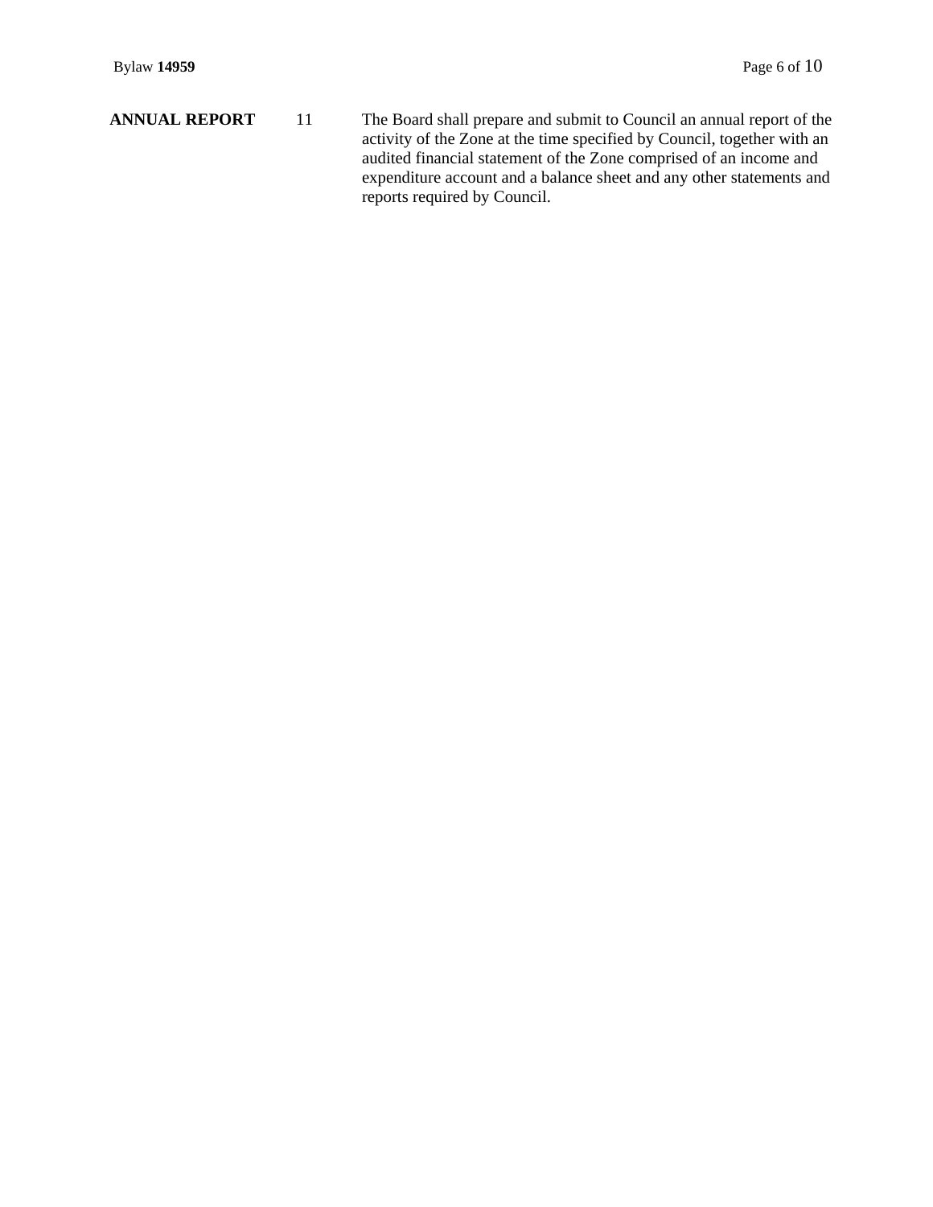**ANNUAL REPORT** 11 The Board shall prepare and submit to Council an annual report of the activity of the Zone at the time specified by Council, together with an audited financial statement of the Zone comprised of an income and expenditure account and a balance sheet and any other statements and reports required by Council.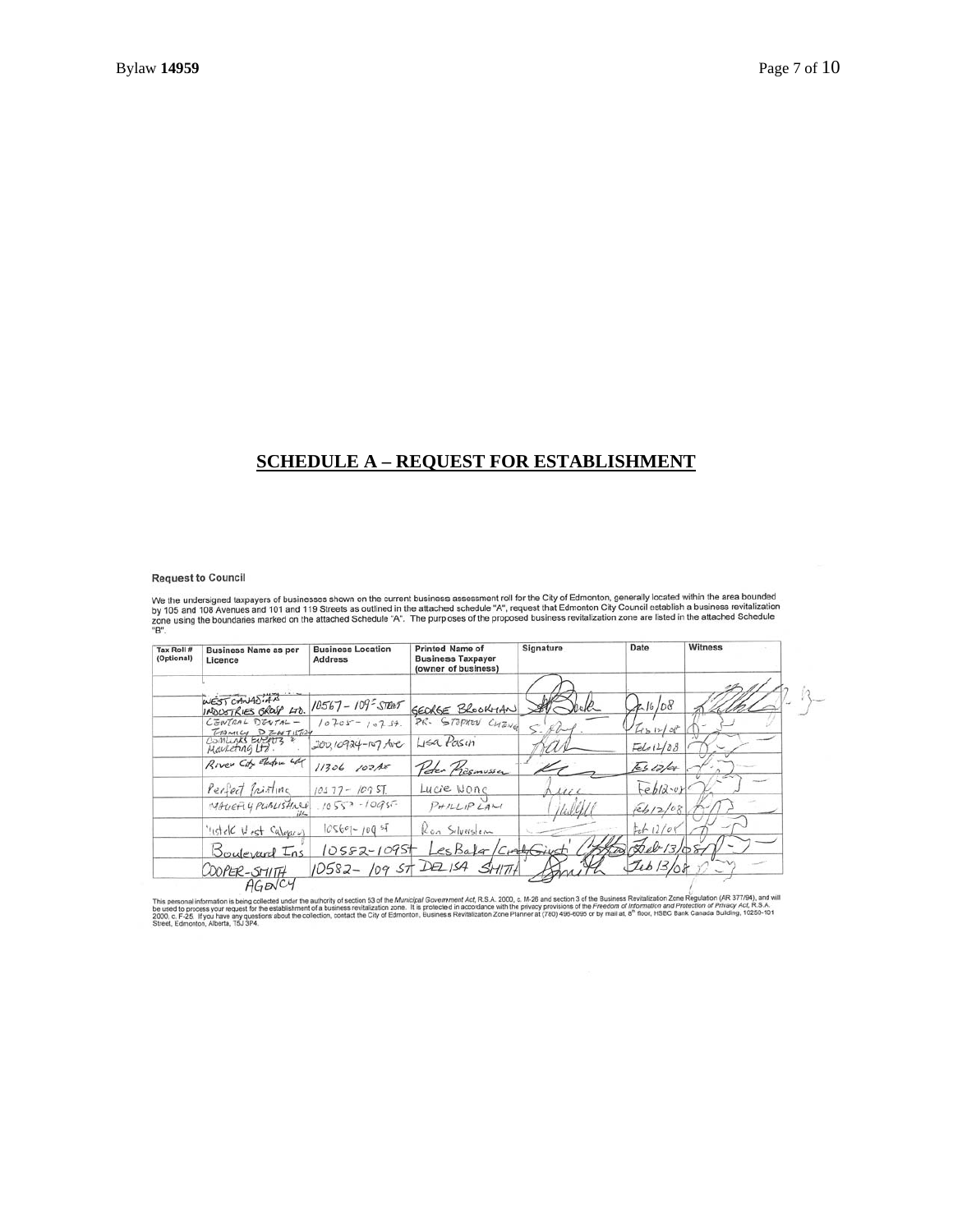## SCHEDULE A – REQUEST FOR ESTABLISHMENT

**Request to Council**

We the undersigned taxpayers of businesses shown on the current business assessment roll for the City of Edmonton, generally located within the area bounded by 105 and 108 Avenues and 101 and 119 Streets as outlined in the attached schedule "A", request that Edmonton City Council establish a business revitalization zone using the boundaries marked on the attached Schedule "A". The purposes of the proposed business revitalization zone are listed in the attached Schedule "B".

| Tax Roll # (Optional) | Business Name as per Licence | Business Location Address | Printed Name of Business Taxpayer (owner of business) | Signature | Date | Witness |
|---|---|---|---|---|---|---|
| | | | | | | |
| | WEST CANADIAN INDUSTRIES GROUP LTD. | 10567 – 109 STREET | GEORGE BROOKMAN | [signature] | Jan 16/08 | [signature] |
| | CENTRAL DENTAL – FAMILY DENTISTRY | 10705 – 107 St. | DR. STEPHEN CHENG | [signature] | Feb 12/08 | [signature] |
| | CONLUKS EVENTS & Marketing Ltd. | 200, 10924-107 Ave | Lisa Pasin | [signature] | Feb 12/08 | [signature] |
| | River City Electric Ltd | 11306 102 Av | Peter Rasmussen | [signature] | Feb 12/08 | [signature] |
| | Perfect Printing | 10577 – 109 ST. | Lucie Wong | [signature] | Feb 12-08 | [signature] |
| | MAYFLY PUBLISHING Ltd | 10553 – 109 ST. | PHILLIP LAM | [signature] | Feb 12/08 | [signature] |
| | Historic West Calgary | 10569 – 109 ST | Ron Silverstein | [signature] | Feb 12/08 | [signature] |
| | Boulevard Ins | 10582-109St | Les Baker / Cindy Giust | [signature] | Feb 13/08 | [signature] |
| | COOPER-SMITH AGENCY | 10582 – 109 ST | DELISA SMITH | [signature] | Feb 13/08 | [signature] |

This personal information is being collected under the authority of section 53 of the *Municipal Government Act*, R.S.A. 2000, c. M-26 and section 3 of the Business Revitalization Zone Regulation (AR 377/94), and will be used to process your request for the establishment of a business revitalization zone. It is protected in accordance with the privacy provisions of the *Freedom of Information and Protection of Privacy Act*, R.S.A. 2000, c. F-25. If you have any questions about the collection, contact the City of Edmonton, Business Revitalization Zone Planner at (780) 496-6095 or by mail at, 8th floor, HSBC Bank Canada Building, 10250-101 Street, Edmonton, Alberta, T5J 3P4.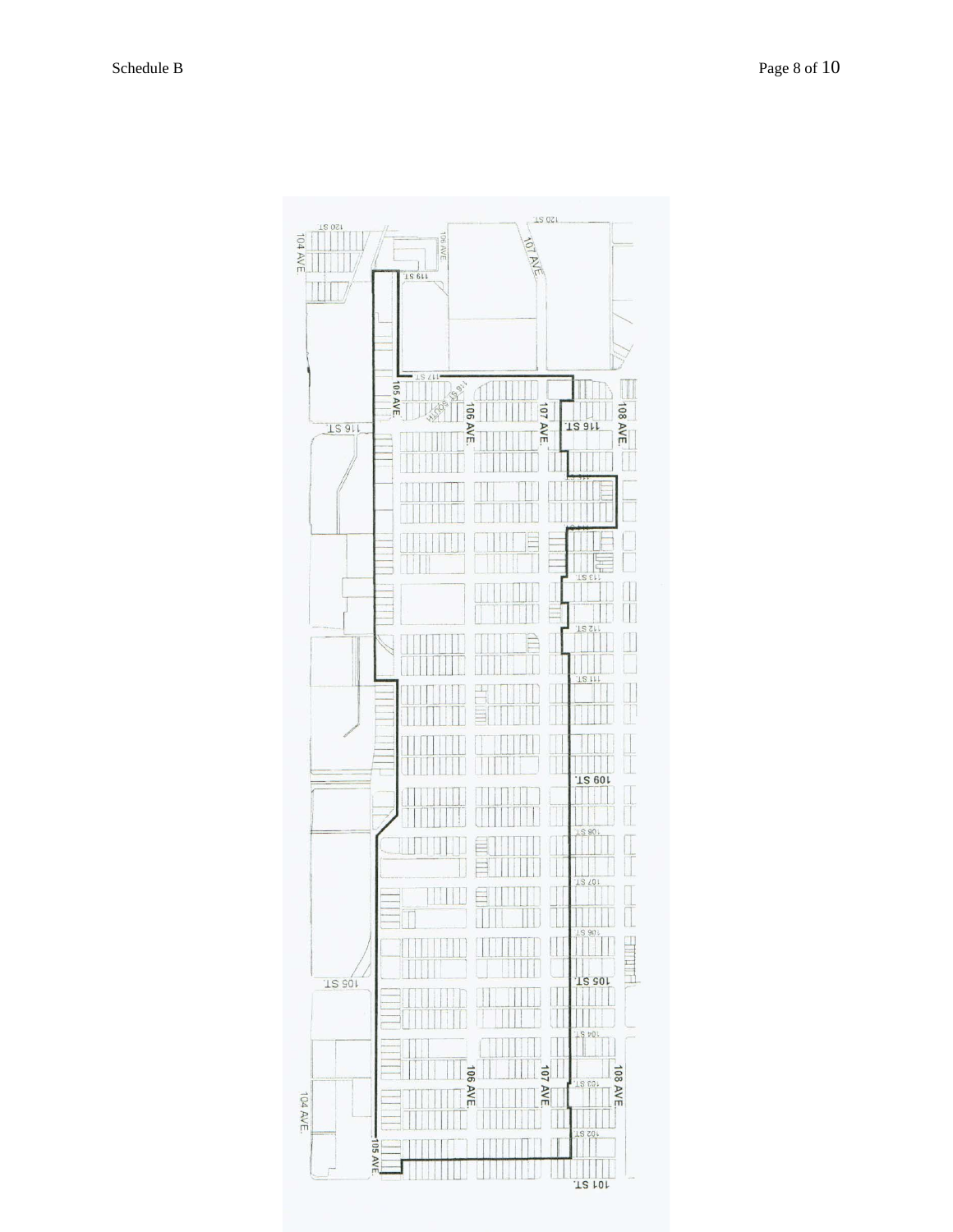Schedule B

104 AVE.

120 ST.

106 AVE.

107 AVE.

119 ST.

117 ST.

116 ST. SOUTH

105 AVE.

106 AVE.

107 AVE.

108 AVE.

116 ST.

116 ST.

113 ST.

112 ST.

111 ST.

109 ST.

108 ST.

107 ST.

106 ST.

105 ST.

105 ST.

104 ST.

103 ST.

102 ST.

101 ST.

106 AVE.

107 AVE.

108 AVE.

104 AVE.

105 AVE.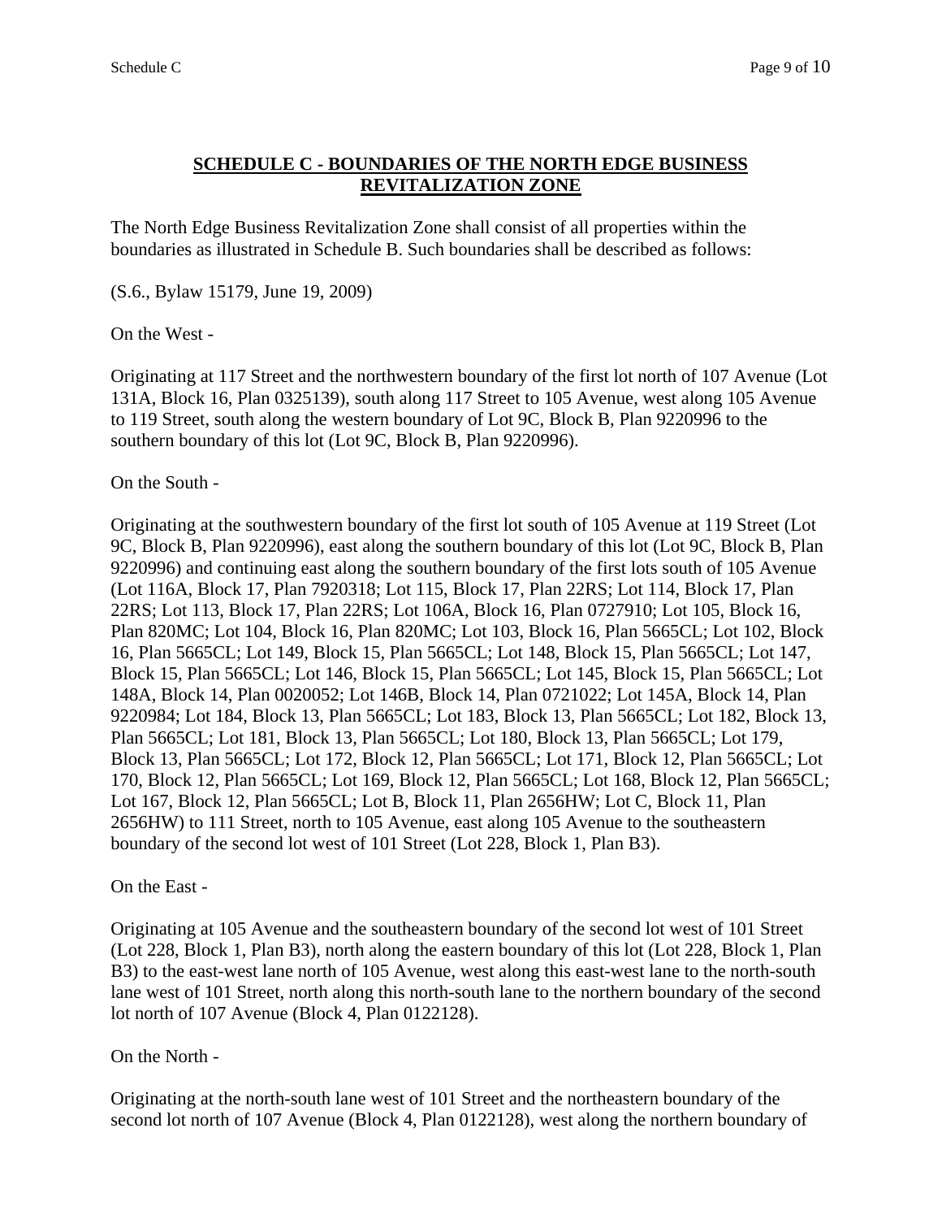## SCHEDULE C - BOUNDARIES OF THE NORTH EDGE BUSINESS REVITALIZATION ZONE

The North Edge Business Revitalization Zone shall consist of all properties within the boundaries as illustrated in Schedule B. Such boundaries shall be described as follows:

(S.6., Bylaw 15179, June 19, 2009)

On the West -

Originating at 117 Street and the northwestern boundary of the first lot north of 107 Avenue (Lot 131A, Block 16, Plan 0325139), south along 117 Street to 105 Avenue, west along 105 Avenue to 119 Street, south along the western boundary of Lot 9C, Block B, Plan 9220996 to the southern boundary of this lot (Lot 9C, Block B, Plan 9220996).

On the South -

Originating at the southwestern boundary of the first lot south of 105 Avenue at 119 Street (Lot 9C, Block B, Plan 9220996), east along the southern boundary of this lot (Lot 9C, Block B, Plan 9220996) and continuing east along the southern boundary of the first lots south of 105 Avenue (Lot 116A, Block 17, Plan 7920318; Lot 115, Block 17, Plan 22RS; Lot 114, Block 17, Plan 22RS; Lot 113, Block 17, Plan 22RS; Lot 106A, Block 16, Plan 0727910; Lot 105, Block 16, Plan 820MC; Lot 104, Block 16, Plan 820MC; Lot 103, Block 16, Plan 5665CL; Lot 102, Block 16, Plan 5665CL; Lot 149, Block 15, Plan 5665CL; Lot 148, Block 15, Plan 5665CL; Lot 147, Block 15, Plan 5665CL; Lot 146, Block 15, Plan 5665CL; Lot 145, Block 15, Plan 5665CL; Lot 148A, Block 14, Plan 0020052; Lot 146B, Block 14, Plan 0721022; Lot 145A, Block 14, Plan 9220984; Lot 184, Block 13, Plan 5665CL; Lot 183, Block 13, Plan 5665CL; Lot 182, Block 13, Plan 5665CL; Lot 181, Block 13, Plan 5665CL; Lot 180, Block 13, Plan 5665CL; Lot 179, Block 13, Plan 5665CL; Lot 172, Block 12, Plan 5665CL; Lot 171, Block 12, Plan 5665CL; Lot 170, Block 12, Plan 5665CL; Lot 169, Block 12, Plan 5665CL; Lot 168, Block 12, Plan 5665CL; Lot 167, Block 12, Plan 5665CL; Lot B, Block 11, Plan 2656HW; Lot C, Block 11, Plan 2656HW) to 111 Street, north to 105 Avenue, east along 105 Avenue to the southeastern boundary of the second lot west of 101 Street (Lot 228, Block 1, Plan B3).

On the East -

Originating at 105 Avenue and the southeastern boundary of the second lot west of 101 Street (Lot 228, Block 1, Plan B3), north along the eastern boundary of this lot (Lot 228, Block 1, Plan B3) to the east-west lane north of 105 Avenue, west along this east-west lane to the north-south lane west of 101 Street, north along this north-south lane to the northern boundary of the second lot north of 107 Avenue (Block 4, Plan 0122128).

On the North -

Originating at the north-south lane west of 101 Street and the northeastern boundary of the second lot north of 107 Avenue (Block 4, Plan 0122128), west along the northern boundary of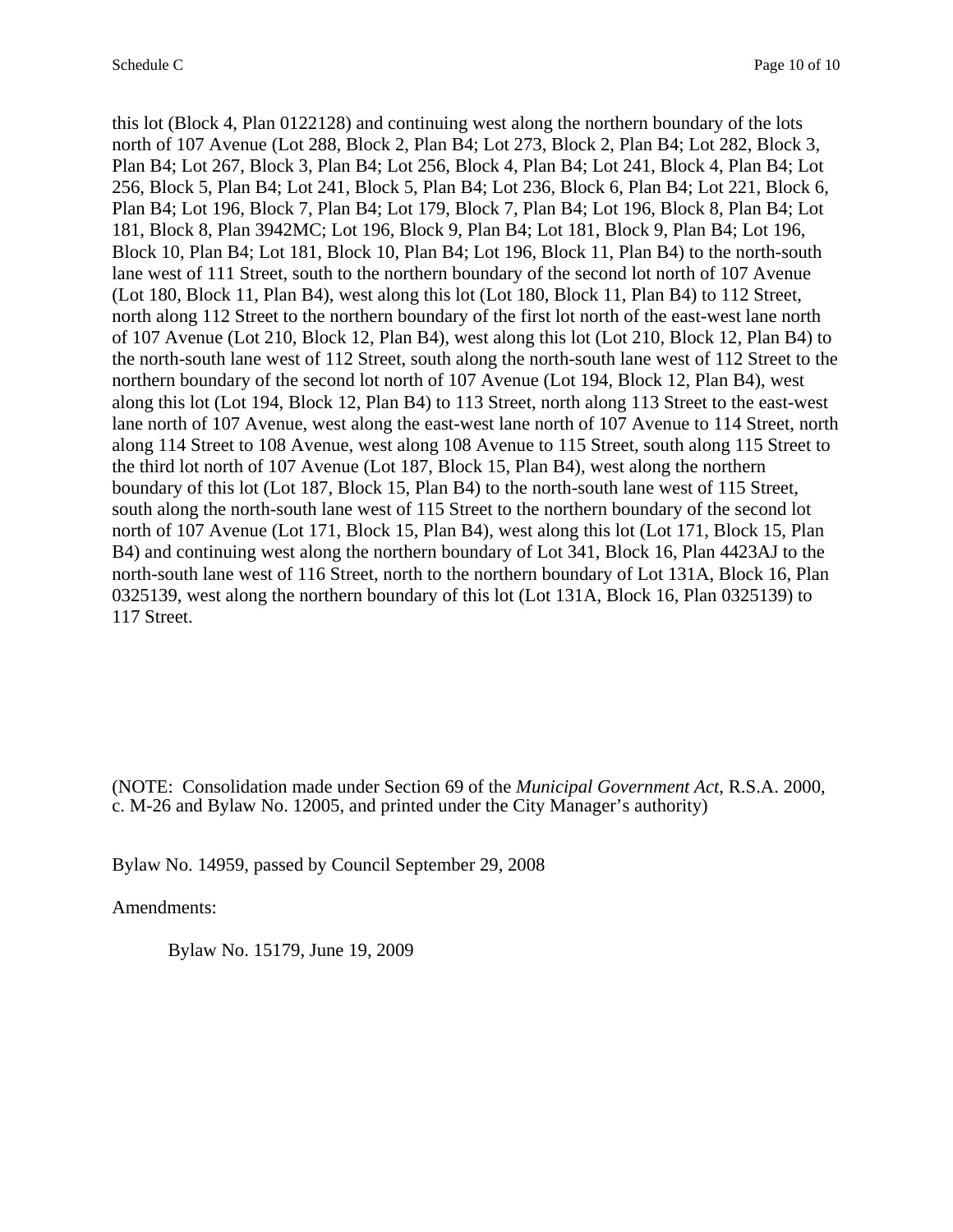this lot (Block 4, Plan 0122128) and continuing west along the northern boundary of the lots north of 107 Avenue (Lot 288, Block 2, Plan B4; Lot 273, Block 2, Plan B4; Lot 282, Block 3, Plan B4; Lot 267, Block 3, Plan B4; Lot 256, Block 4, Plan B4; Lot 241, Block 4, Plan B4; Lot 256, Block 5, Plan B4; Lot 241, Block 5, Plan B4; Lot 236, Block 6, Plan B4; Lot 221, Block 6, Plan B4; Lot 196, Block 7, Plan B4; Lot 179, Block 7, Plan B4; Lot 196, Block 8, Plan B4; Lot 181, Block 8, Plan 3942MC; Lot 196, Block 9, Plan B4; Lot 181, Block 9, Plan B4; Lot 196, Block 10, Plan B4; Lot 181, Block 10, Plan B4; Lot 196, Block 11, Plan B4) to the north-south lane west of 111 Street, south to the northern boundary of the second lot north of 107 Avenue (Lot 180, Block 11, Plan B4), west along this lot (Lot 180, Block 11, Plan B4) to 112 Street, north along 112 Street to the northern boundary of the first lot north of the east-west lane north of 107 Avenue (Lot 210, Block 12, Plan B4), west along this lot (Lot 210, Block 12, Plan B4) to the north-south lane west of 112 Street, south along the north-south lane west of 112 Street to the northern boundary of the second lot north of 107 Avenue (Lot 194, Block 12, Plan B4), west along this lot (Lot 194, Block 12, Plan B4) to 113 Street, north along 113 Street to the east-west lane north of 107 Avenue, west along the east-west lane north of 107 Avenue to 114 Street, north along 114 Street to 108 Avenue, west along 108 Avenue to 115 Street, south along 115 Street to the third lot north of 107 Avenue (Lot 187, Block 15, Plan B4), west along the northern boundary of this lot (Lot 187, Block 15, Plan B4) to the north-south lane west of 115 Street, south along the north-south lane west of 115 Street to the northern boundary of the second lot north of 107 Avenue (Lot 171, Block 15, Plan B4), west along this lot (Lot 171, Block 15, Plan B4) and continuing west along the northern boundary of Lot 341, Block 16, Plan 4423AJ to the north-south lane west of 116 Street, north to the northern boundary of Lot 131A, Block 16, Plan 0325139, west along the northern boundary of this lot (Lot 131A, Block 16, Plan 0325139) to 117 Street.

(NOTE: Consolidation made under Section 69 of the *Municipal Government Act*, R.S.A. 2000, c. M-26 and Bylaw No. 12005, and printed under the City Manager's authority)

Bylaw No. 14959, passed by Council September 29, 2008

Amendments:

Bylaw No. 15179, June 19, 2009